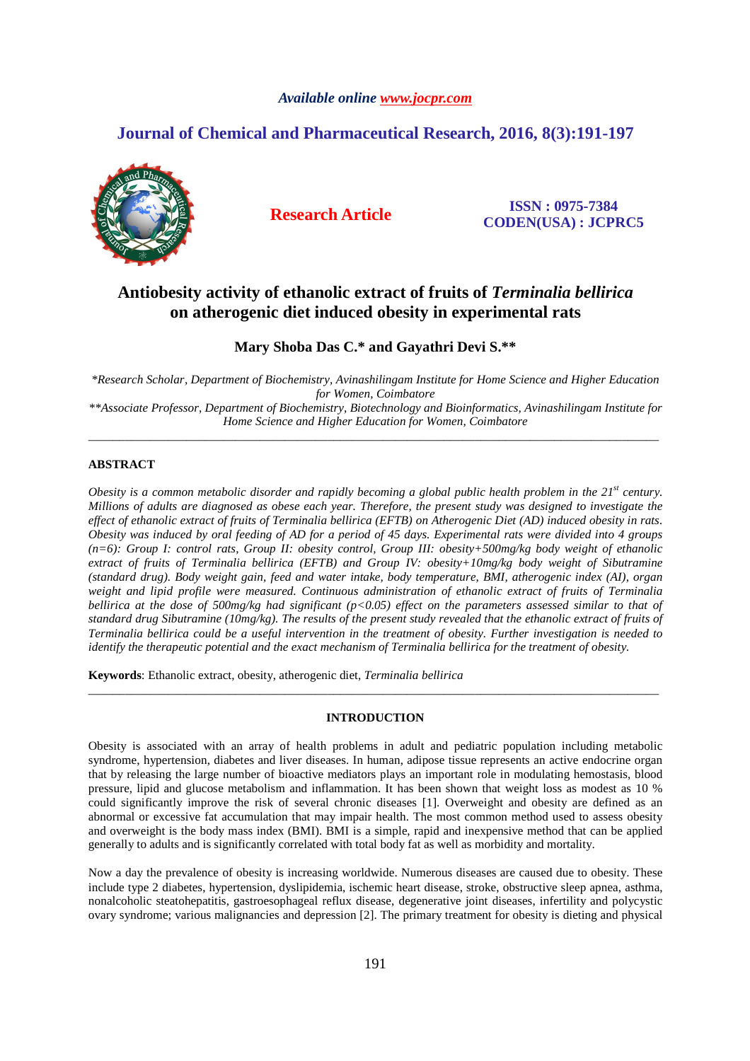# Antiobesity activity of ethanolic extract of fruits of *Terminalia bellirica* on atherogenic diet induced obesity in experimental rats

**Mary Shoba Das C.\* and Gayathri Devi S.\*\***

*\*Research Scholar, Department of Biochemistry, Avinashilingam Institute for Home Science and Higher Education for Women, Coimbatore*

*\*\*Associate Professor, Department of Biochemistry, Biotechnology and Bioinformatics, Avinashilingam Institute for Home Science and Higher Education for Women, Coimbatore*

---

## ABSTRACT

*Obesity is a common metabolic disorder and rapidly becoming a global public health problem in the 21st century. Millions of adults are diagnosed as obese each year. Therefore, the present study was designed to investigate the effect of ethanolic extract of fruits of Terminalia bellirica (EFTB) on Atherogenic Diet (AD) induced obesity in rats. Obesity was induced by oral feeding of AD for a period of 45 days. Experimental rats were divided into 4 groups (n=6): Group I: control rats, Group II: obesity control, Group III: obesity+500mg/kg body weight of ethanolic extract of fruits of Terminalia bellirica (EFTB) and Group IV: obesity+10mg/kg body weight of Sibutramine (standard drug). Body weight gain, feed and water intake, body temperature, BMI, atherogenic index (AI), organ weight and lipid profile were measured. Continuous administration of ethanolic extract of fruits of Terminalia bellirica at the dose of 500mg/kg had significant ($p<0.05$) effect on the parameters assessed similar to that of standard drug Sibutramine (10mg/kg). The results of the present study revealed that the ethanolic extract of fruits of Terminalia bellirica could be a useful intervention in the treatment of obesity. Further investigation is needed to identify the therapeutic potential and the exact mechanism of Terminalia bellirica for the treatment of obesity.*

**Keywords**: Ethanolic extract, obesity, atherogenic diet, *Terminalia bellirica*

---

## INTRODUCTION

Obesity is associated with an array of health problems in adult and pediatric population including metabolic syndrome, hypertension, diabetes and liver diseases. In human, adipose tissue represents an active endocrine organ that by releasing the large number of bioactive mediators plays an important role in modulating hemostasis, blood pressure, lipid and glucose metabolism and inflammation. It has been shown that weight loss as modest as 10 % could significantly improve the risk of several chronic diseases [1]. Overweight and obesity are defined as an abnormal or excessive fat accumulation that may impair health. The most common method used to assess obesity and overweight is the body mass index (BMI). BMI is a simple, rapid and inexpensive method that can be applied generally to adults and is significantly correlated with total body fat as well as morbidity and mortality.

Now a day the prevalence of obesity is increasing worldwide. Numerous diseases are caused due to obesity. These include type 2 diabetes, hypertension, dyslipidemia, ischemic heart disease, stroke, obstructive sleep apnea, asthma, nonalcoholic steatohepatitis, gastroesophageal reflux disease, degenerative joint diseases, infertility and polycystic ovary syndrome; various malignancies and depression [2]. The primary treatment for obesity is dieting and physical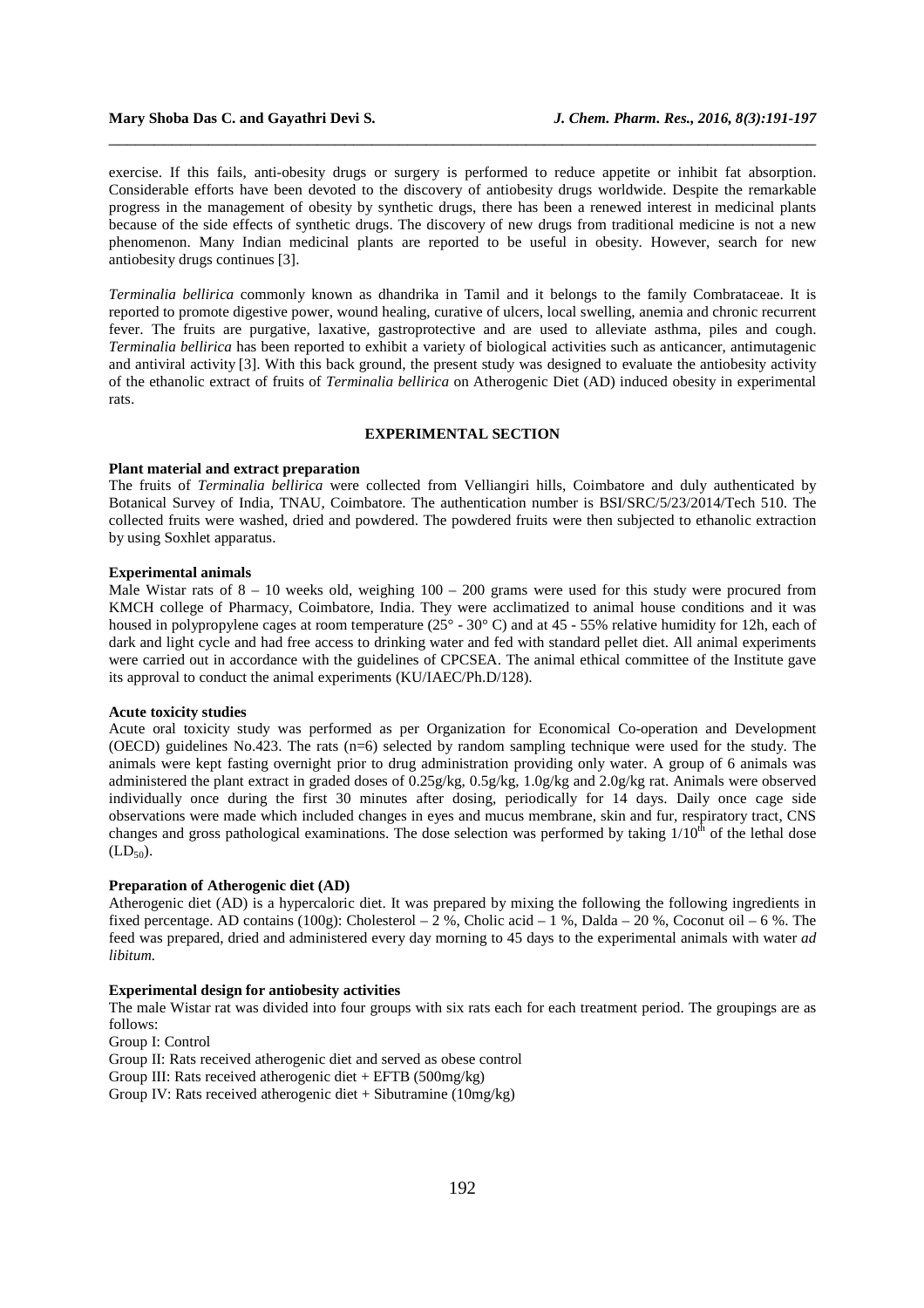exercise. If this fails, anti-obesity drugs or surgery is performed to reduce appetite or inhibit fat absorption. Considerable efforts have been devoted to the discovery of antiobesity drugs worldwide. Despite the remarkable progress in the management of obesity by synthetic drugs, there has been a renewed interest in medicinal plants because of the side effects of synthetic drugs. The discovery of new drugs from traditional medicine is not a new phenomenon. Many Indian medicinal plants are reported to be useful in obesity. However, search for new antiobesity drugs continues [3].

*Terminalia bellirica* commonly known as dhandrika in Tamil and it belongs to the family Combrataceae. It is reported to promote digestive power, wound healing, curative of ulcers, local swelling, anemia and chronic recurrent fever. The fruits are purgative, laxative, gastroprotective and are used to alleviate asthma, piles and cough. *Terminalia bellirica* has been reported to exhibit a variety of biological activities such as anticancer, antimutagenic and antiviral activity [3]. With this back ground, the present study was designed to evaluate the antiobesity activity of the ethanolic extract of fruits of *Terminalia bellirica* on Atherogenic Diet (AD) induced obesity in experimental rats.

## EXPERIMENTAL SECTION

### Plant material and extract preparation

The fruits of *Terminalia bellirica* were collected from Velliangiri hills, Coimbatore and duly authenticated by Botanical Survey of India, TNAU, Coimbatore. The authentication number is BSI/SRC/5/23/2014/Tech 510. The collected fruits were washed, dried and powdered. The powdered fruits were then subjected to ethanolic extraction by using Soxhlet apparatus.

### Experimental animals

Male Wistar rats of 8 – 10 weeks old, weighing 100 – 200 grams were used for this study were procured from KMCH college of Pharmacy, Coimbatore, India. They were acclimatized to animal house conditions and it was housed in polypropylene cages at room temperature (25° - 30° C) and at 45 - 55% relative humidity for 12h, each of dark and light cycle and had free access to drinking water and fed with standard pellet diet. All animal experiments were carried out in accordance with the guidelines of CPCSEA. The animal ethical committee of the Institute gave its approval to conduct the animal experiments (KU/IAEC/Ph.D/128).

### Acute toxicity studies

Acute oral toxicity study was performed as per Organization for Economical Co-operation and Development (OECD) guidelines No.423. The rats (n=6) selected by random sampling technique were used for the study. The animals were kept fasting overnight prior to drug administration providing only water. A group of 6 animals was administered the plant extract in graded doses of 0.25g/kg, 0.5g/kg, 1.0g/kg and 2.0g/kg rat. Animals were observed individually once during the first 30 minutes after dosing, periodically for 14 days. Daily once cage side observations were made which included changes in eyes and mucus membrane, skin and fur, respiratory tract, CNS changes and gross pathological examinations. The dose selection was performed by taking $1/10^{th}$ of the lethal dose ($LD_{50}$).

### Preparation of Atherogenic diet (AD)

Atherogenic diet (AD) is a hypercaloric diet. It was prepared by mixing the following the following ingredients in fixed percentage. AD contains (100g): Cholesterol – 2 %, Cholic acid – 1 %, Dalda – 20 %, Coconut oil – 6 %. The feed was prepared, dried and administered every day morning to 45 days to the experimental animals with water *ad libitum.*

### Experimental design for antiobesity activities

The male Wistar rat was divided into four groups with six rats each for each treatment period. The groupings are as follows:

Group I: Control

Group II: Rats received atherogenic diet and served as obese control

Group III: Rats received atherogenic diet + EFTB (500mg/kg)

Group IV: Rats received atherogenic diet + Sibutramine (10mg/kg)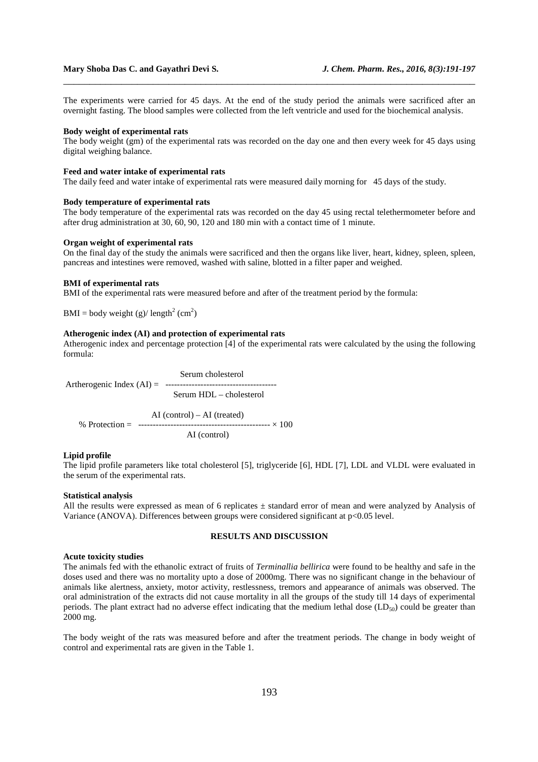The experiments were carried for 45 days. At the end of the study period the animals were sacrificed after an overnight fasting. The blood samples were collected from the left ventricle and used for the biochemical analysis.

**Body weight of experimental rats**

The body weight (gm) of the experimental rats was recorded on the day one and then every week for 45 days using digital weighing balance.

**Feed and water intake of experimental rats**

The daily feed and water intake of experimental rats were measured daily morning for 45 days of the study.

**Body temperature of experimental rats**

The body temperature of the experimental rats was recorded on the day 45 using rectal telethermometer before and after drug administration at 30, 60, 90, 120 and 180 min with a contact time of 1 minute.

**Organ weight of experimental rats**

On the final day of the study the animals were sacrificed and then the organs like liver, heart, kidney, spleen, spleen, pancreas and intestines were removed, washed with saline, blotted in a filter paper and weighed.

**BMI of experimental rats**

BMI of the experimental rats were measured before and after of the treatment period by the formula:

$$\text{BMI} = \text{body weight (g)} / \text{length}^2\ (\text{cm}^2)$$

**Atherogenic index (AI) and protection of experimental rats**

Atherogenic index and percentage protection [4] of the experimental rats were calculated by the using the following formula:

$$\text{Artherogenic Index (AI)} = \frac{\text{Serum cholesterol}}{\text{Serum HDL – cholesterol}}$$

$$\%\ \text{Protection} = \frac{\text{AI (control)} - \text{AI (treated)}}{\text{AI (control)}} \times 100$$

**Lipid profile**

The lipid profile parameters like total cholesterol [5], triglyceride [6], HDL [7], LDL and VLDL were evaluated in the serum of the experimental rats.

**Statistical analysis**

All the results were expressed as mean of 6 replicates ± standard error of mean and were analyzed by Analysis of Variance (ANOVA). Differences between groups were considered significant at $p<0.05$ level.

## RESULTS AND DISCUSSION

**Acute toxicity studies**

The animals fed with the ethanolic extract of fruits of *Terminallia bellirica* were found to be healthy and safe in the doses used and there was no mortality upto a dose of 2000mg. There was no significant change in the behaviour of animals like alertness, anxiety, motor activity, restlessness, tremors and appearance of animals was observed. The oral administration of the extracts did not cause mortality in all the groups of the study till 14 days of experimental periods. The plant extract had no adverse effect indicating that the medium lethal dose ($LD_{50}$) could be greater than 2000 mg.

The body weight of the rats was measured before and after the treatment periods. The change in body weight of control and experimental rats are given in the Table 1.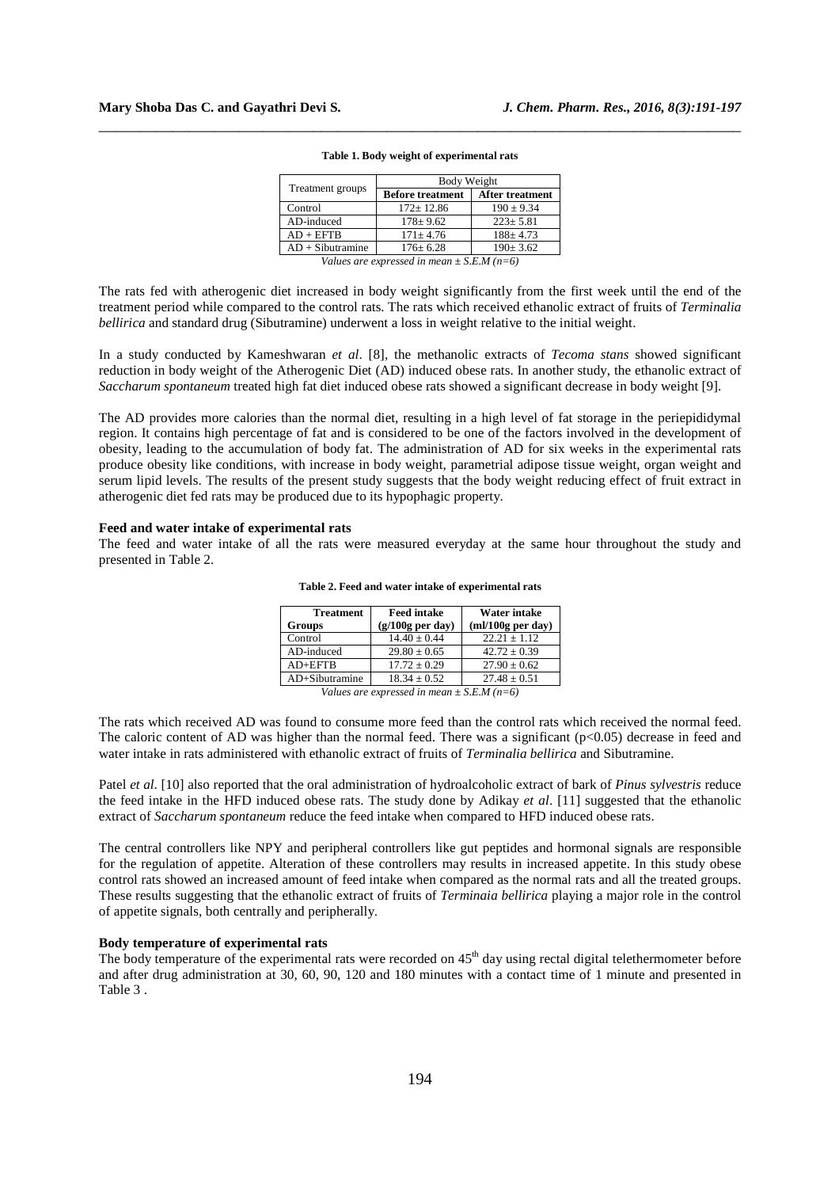**Table 1. Body weight of experimental rats**

| Treatment groups | Body Weight | |
|---|---|---|
| | **Before treatment** | **After treatment** |
| Control | 172± 12.86 | 190 ± 9.34 |
| AD-induced | 178± 9.62 | 223± 5.81 |
| AD + EFTB | 171± 4.76 | 188± 4.73 |
| AD + Sibutramine | 176± 6.28 | 190± 3.62 |

*Values are expressed in mean ± S.E.M (n=6)*

The rats fed with atherogenic diet increased in body weight significantly from the first week until the end of the treatment period while compared to the control rats. The rats which received ethanolic extract of fruits of *Terminalia bellirica* and standard drug (Sibutramine) underwent a loss in weight relative to the initial weight.

In a study conducted by Kameshwaran *et al*. [8], the methanolic extracts of *Tecoma stans* showed significant reduction in body weight of the Atherogenic Diet (AD) induced obese rats. In another study, the ethanolic extract of *Saccharum spontaneum* treated high fat diet induced obese rats showed a significant decrease in body weight [9].

The AD provides more calories than the normal diet, resulting in a high level of fat storage in the periepididymal region. It contains high percentage of fat and is considered to be one of the factors involved in the development of obesity, leading to the accumulation of body fat. The administration of AD for six weeks in the experimental rats produce obesity like conditions, with increase in body weight, parametrial adipose tissue weight, organ weight and serum lipid levels. The results of the present study suggests that the body weight reducing effect of fruit extract in atherogenic diet fed rats may be produced due to its hypophagic property.

**Feed and water intake of experimental rats**

The feed and water intake of all the rats were measured everyday at the same hour throughout the study and presented in Table 2.

**Table 2. Feed and water intake of experimental rats**

| Treatment Groups | Feed intake (g/100g per day) | Water intake (ml/100g per day) |
|---|---|---|
| Control | 14.40 ± 0.44 | 22.21 ± 1.12 |
| AD-induced | 29.80 ± 0.65 | 42.72 ± 0.39 |
| AD+EFTB | 17.72 ± 0.29 | 27.90 ± 0.62 |
| AD+Sibutramine | 18.34 ± 0.52 | 27.48 ± 0.51 |

*Values are expressed in mean ± S.E.M (n=6)*

The rats which received AD was found to consume more feed than the control rats which received the normal feed. The caloric content of AD was higher than the normal feed. There was a significant ($p<0.05$) decrease in feed and water intake in rats administered with ethanolic extract of fruits of *Terminalia bellirica* and Sibutramine.

Patel *et al*. [10] also reported that the oral administration of hydroalcoholic extract of bark of *Pinus sylvestris* reduce the feed intake in the HFD induced obese rats. The study done by Adikay *et al*. [11] suggested that the ethanolic extract of *Saccharum spontaneum* reduce the feed intake when compared to HFD induced obese rats.

The central controllers like NPY and peripheral controllers like gut peptides and hormonal signals are responsible for the regulation of appetite. Alteration of these controllers may results in increased appetite. In this study obese control rats showed an increased amount of feed intake when compared as the normal rats and all the treated groups. These results suggesting that the ethanolic extract of fruits of *Terminaia bellirica* playing a major role in the control of appetite signals, both centrally and peripherally.

**Body temperature of experimental rats**

The body temperature of the experimental rats were recorded on 45[th] day using rectal digital telethermometer before and after drug administration at 30, 60, 90, 120 and 180 minutes with a contact time of 1 minute and presented in Table 3 .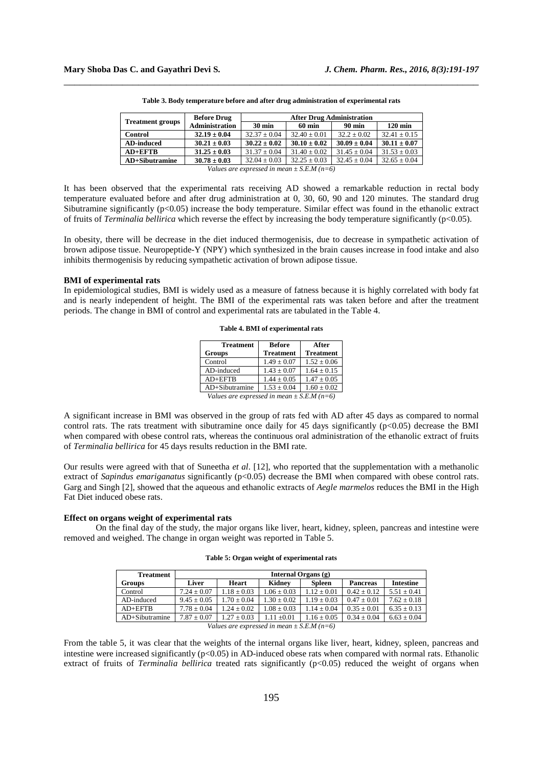**Table 3. Body temperature before and after drug administration of experimental rats**

| Treatment groups | Before Drug Administration | After Drug Administration | | | |
|---|---|---|---|---|---|
| | | 30 min | 60 min | 90 min | 120 min |
| **Control** | **32.19 ± 0.04** | 32.37 ± 0.04 | 32.40 ± 0.01 | 32.2 ± 0.02 | 32.41 ± 0.15 |
| **AD-induced** | **30.21 ± 0.03** | **30.22 ± 0.02** | **30.10 ± 0.02** | **30.09 ± 0.04** | **30.11 ± 0.07** |
| **AD+EFTB** | **31.25 ± 0.03** | 31.37 ± 0.04 | 31.40 ± 0.02 | 31.45 ± 0.04 | 31.53 ± 0.03 |
| **AD+Sibutramine** | **30.78 ± 0.03** | 32.04 ± 0.03 | 32.25 ± 0.03 | 32.45 ± 0.04 | 32.65 ± 0.04 |

*Values are expressed in mean ± S.E.M (n=6)*

It has been observed that the experimental rats receiving AD showed a remarkable reduction in rectal body temperature evaluated before and after drug administration at 0, 30, 60, 90 and 120 minutes. The standard drug Sibutramine significantly ($p<0.05$) increase the body temperature. Similar effect was found in the ethanolic extract of fruits of *Terminalia bellirica* which reverse the effect by increasing the body temperature significantly ($p<0.05$).

In obesity, there will be decrease in the diet induced thermogenisis, due to decrease in sympathetic activation of brown adipose tissue. Neuropeptide-Y (NPY) which synthesized in the brain causes increase in food intake and also inhibits thermogenisis by reducing sympathetic activation of brown adipose tissue.

### BMI of experimental rats

In epidemiological studies, BMI is widely used as a measure of fatness because it is highly correlated with body fat and is nearly independent of height. The BMI of the experimental rats was taken before and after the treatment periods. The change in BMI of control and experimental rats are tabulated in the Table 4.

**Table 4. BMI of experimental rats**

| Treatment Groups | Before Treatment | After Treatment |
|---|---|---|
| Control | 1.49 ± 0.07 | 1.52 ± 0.06 |
| AD-induced | 1.43 ± 0.07 | 1.64 ± 0.15 |
| AD+EFTB | 1.44 ± 0.05 | 1.47 ± 0.05 |
| AD+Sibutramine | 1.53 ± 0.04 | 1.60 ± 0.02 |

*Values are expressed in mean ± S.E.M (n=6)*

A significant increase in BMI was observed in the group of rats fed with AD after 45 days as compared to normal control rats. The rats treatment with sibutramine once daily for 45 days significantly ($p<0.05$) decrease the BMI when compared with obese control rats, whereas the continuous oral administration of the ethanolic extract of fruits of *Terminalia bellirica* for 45 days results reduction in the BMI rate.

Our results were agreed with that of Suneetha *et al*. [12], who reported that the supplementation with a methanolic extract of *Sapindus emariganatus* significantly ($p<0.05$) decrease the BMI when compared with obese control rats. Garg and Singh [2], showed that the aqueous and ethanolic extracts of *Aegle marmelos* reduces the BMI in the High Fat Diet induced obese rats.

### Effect on organs weight of experimental rats

On the final day of the study, the major organs like liver, heart, kidney, spleen, pancreas and intestine were removed and weighed. The change in organ weight was reported in Table 5.

**Table 5: Organ weight of experimental rats**

| Treatment Groups | Internal Organs (g) | | | | | |
|---|---|---|---|---|---|---|
| | Liver | Heart | Kidney | Spleen | Pancreas | Intestine |
| Control | 7.24 ± 0.07 | 1.18 ± 0.03 | 1.06 ± 0.03 | 1.12 ± 0.01 | 0.42 ± 0.12 | 5.51 ± 0.41 |
| AD-induced | 9.45 ± 0.05 | 1.70 ± 0.04 | 1.30 ± 0.02 | 1.19 ± 0.03 | 0.47 ± 0.01 | 7.62 ± 0.18 |
| AD+EFTB | 7.78 ± 0.04 | 1.24 ± 0.02 | 1.08 ± 0.03 | 1.14 ± 0.04 | 0.35 ± 0.01 | 6.35 ± 0.13 |
| AD+Sibutramine | 7.87 ± 0.07 | 1.27 ± 0.03 | 1.11 ±0.01 | 1.16 ± 0.05 | 0.34 ± 0.04 | 6.63 ± 0.04 |

*Values are expressed in mean ± S.E.M (n=6)*

From the table 5, it was clear that the weights of the internal organs like liver, heart, kidney, spleen, pancreas and intestine were increased significantly ($p<0.05$) in AD-induced obese rats when compared with normal rats. Ethanolic extract of fruits of *Terminalia bellirica* treated rats significantly ($p<0.05$) reduced the weight of organs when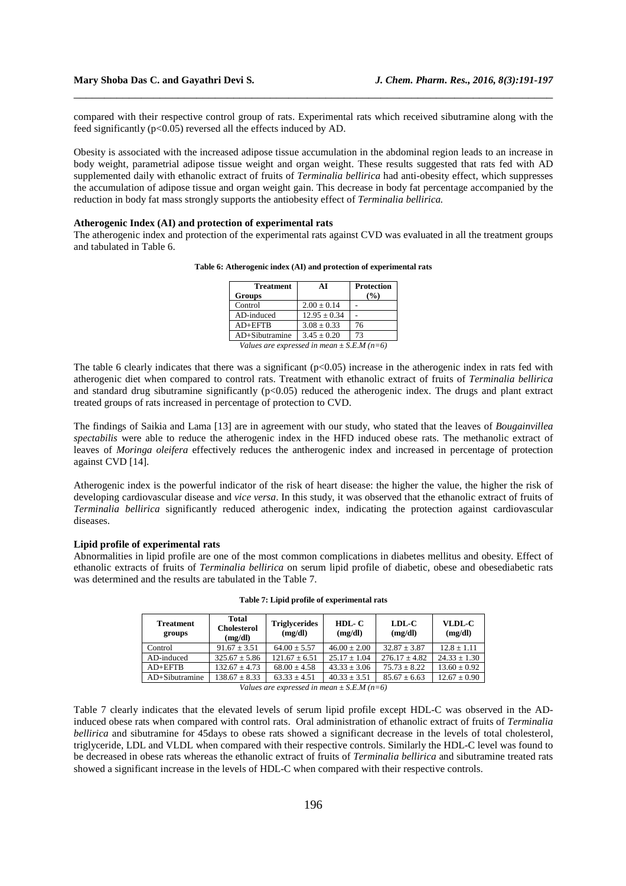compared with their respective control group of rats. Experimental rats which received sibutramine along with the feed significantly ($p<0.05$) reversed all the effects induced by AD.

Obesity is associated with the increased adipose tissue accumulation in the abdominal region leads to an increase in body weight, parametrial adipose tissue weight and organ weight. These results suggested that rats fed with AD supplemented daily with ethanolic extract of fruits of *Terminalia bellirica* had anti-obesity effect, which suppresses the accumulation of adipose tissue and organ weight gain. This decrease in body fat percentage accompanied by the reduction in body fat mass strongly supports the antiobesity effect of *Terminalia bellirica.*

**Atherogenic Index (AI) and protection of experimental rats**

The atherogenic index and protection of the experimental rats against CVD was evaluated in all the treatment groups and tabulated in Table 6.

**Table 6: Atherogenic index (AI) and protection of experimental rats**

| Treatment Groups | AI | Protection (%) |
|---|---|---|
| Control | 2.00 ± 0.14 | - |
| AD-induced | 12.95 ± 0.34 | - |
| AD+EFTB | 3.08 ± 0.33 | 76 |
| AD+Sibutramine | 3.45 ± 0.20 | 73 |

*Values are expressed in mean ± S.E.M (n=6)*

The table 6 clearly indicates that there was a significant ($p<0.05$) increase in the atherogenic index in rats fed with atherogenic diet when compared to control rats. Treatment with ethanolic extract of fruits of *Terminalia bellirica* and standard drug sibutramine significantly ($p<0.05$) reduced the atherogenic index. The drugs and plant extract treated groups of rats increased in percentage of protection to CVD.

The findings of Saikia and Lama [13] are in agreement with our study, who stated that the leaves of *Bougainvillea spectabilis* were able to reduce the atherogenic index in the HFD induced obese rats. The methanolic extract of leaves of *Moringa oleifera* effectively reduces the antherogenic index and increased in percentage of protection against CVD [14].

Atherogenic index is the powerful indicator of the risk of heart disease: the higher the value, the higher the risk of developing cardiovascular disease and *vice versa*. In this study, it was observed that the ethanolic extract of fruits of *Terminalia bellirica* significantly reduced atherogenic index, indicating the protection against cardiovascular diseases.

**Lipid profile of experimental rats**

Abnormalities in lipid profile are one of the most common complications in diabetes mellitus and obesity. Effect of ethanolic extracts of fruits of *Terminalia bellirica* on serum lipid profile of diabetic, obese and obesediabetic rats was determined and the results are tabulated in the Table 7.

**Table 7: Lipid profile of experimental rats**

| Treatment groups | Total Cholesterol (mg/dl) | Triglycerides (mg/dl) | HDL- C (mg/dl) | LDL-C (mg/dl) | VLDL-C (mg/dl) |
|---|---|---|---|---|---|
| Control | 91.67 ± 3.51 | 64.00 ± 5.57 | 46.00 ± 2.00 | 32.87 ± 3.87 | 12.8 ± 1.11 |
| AD-induced | 325.67 ± 5.86 | 121.67 ± 6.51 | 25.17 ± 1.04 | 276.17 ± 4.82 | 24.33 ± 1.30 |
| AD+EFTB | 132.67 ± 4.73 | 68.00 ± 4.58 | 43.33 ± 3.06 | 75.73 ± 8.22 | 13.60 ± 0.92 |
| AD+Sibutramine | 138.67 ± 8.33 | 63.33 ± 4.51 | 40.33 ± 3.51 | 85.67 ± 6.63 | 12.67 ± 0.90 |

*Values are expressed in mean ± S.E.M (n=6)*

Table 7 clearly indicates that the elevated levels of serum lipid profile except HDL-C was observed in the AD-induced obese rats when compared with control rats. Oral administration of ethanolic extract of fruits of *Terminalia bellirica* and sibutramine for 45days to obese rats showed a significant decrease in the levels of total cholesterol, triglyceride, LDL and VLDL when compared with their respective controls. Similarly the HDL-C level was found to be decreased in obese rats whereas the ethanolic extract of fruits of *Terminalia bellirica* and sibutramine treated rats showed a significant increase in the levels of HDL-C when compared with their respective controls.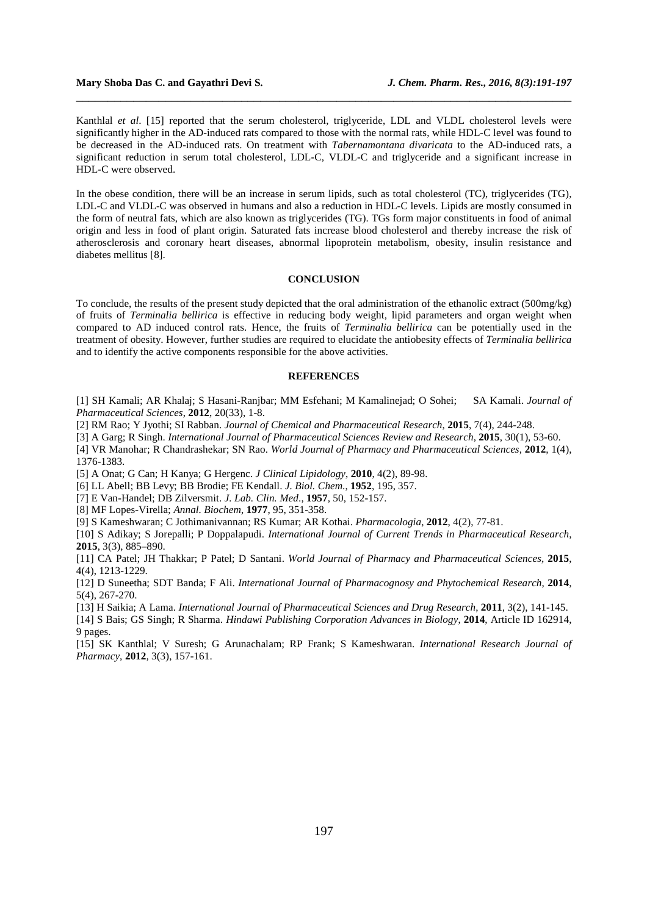Kanthlal *et al*. [15] reported that the serum cholesterol, triglyceride, LDL and VLDL cholesterol levels were significantly higher in the AD-induced rats compared to those with the normal rats, while HDL-C level was found to be decreased in the AD-induced rats. On treatment with *Tabernamontana divaricata* to the AD-induced rats, a significant reduction in serum total cholesterol, LDL-C, VLDL-C and triglyceride and a significant increase in HDL-C were observed.

In the obese condition, there will be an increase in serum lipids, such as total cholesterol (TC), triglycerides (TG), LDL-C and VLDL-C was observed in humans and also a reduction in HDL-C levels. Lipids are mostly consumed in the form of neutral fats, which are also known as triglycerides (TG). TGs form major constituents in food of animal origin and less in food of plant origin. Saturated fats increase blood cholesterol and thereby increase the risk of atherosclerosis and coronary heart diseases, abnormal lipoprotein metabolism, obesity, insulin resistance and diabetes mellitus [8].

## CONCLUSION

To conclude, the results of the present study depicted that the oral administration of the ethanolic extract (500mg/kg) of fruits of *Terminalia bellirica* is effective in reducing body weight, lipid parameters and organ weight when compared to AD induced control rats. Hence, the fruits of *Terminalia bellirica* can be potentially used in the treatment of obesity. However, further studies are required to elucidate the antiobesity effects of *Terminalia bellirica* and to identify the active components responsible for the above activities.

## REFERENCES

[1] SH Kamali; AR Khalaj; S Hasani-Ranjbar; MM Esfehani; M Kamalinejad; O Sohei; SA Kamali. *Journal of Pharmaceutical Sciences*, **2012**, 20(33), 1-8.

[2] RM Rao; Y Jyothi; SI Rabban. *Journal of Chemical and Pharmaceutical Research*, **2015**, 7(4), 244-248.

[3] A Garg; R Singh. *International Journal of Pharmaceutical Sciences Review and Research*, **2015**, 30(1), 53-60.

[4] VR Manohar; R Chandrashekar; SN Rao. *World Journal of Pharmacy and Pharmaceutical Sciences*, **2012**, 1(4), 1376-1383.

[5] A Onat; G Can; H Kanya; G Hergenc. *J Clinical Lipidology*, **2010**, 4(2), 89-98.

[6] LL Abell; BB Levy; BB Brodie; FE Kendall. *J. Biol. Chem*., **1952**, 195, 357.

[7] E Van-Handel; DB Zilversmit. *J. Lab. Clin. Med*., **1957**, 50, 152-157.

[8] MF Lopes-Virella; *Annal. Biochem*, **1977**, 95, 351-358.

[9] S Kameshwaran; C Jothimanivannan; RS Kumar; AR Kothai. *Pharmacologia*, **2012**, 4(2), 77-81.

[10] S Adikay; S Jorepalli; P Doppalapudi. *International Journal of Current Trends in Pharmaceutical Research*, **2015**, 3(3), 885–890.

[11] CA Patel; JH Thakkar; P Patel; D Santani. *World Journal of Pharmacy and Pharmaceutical Sciences*, **2015**, 4(4), 1213-1229.

[12] D Suneetha; SDT Banda; F Ali. *International Journal of Pharmacognosy and Phytochemical Research*, **2014**, 5(4), 267-270.

[13] H Saikia; A Lama. *International Journal of Pharmaceutical Sciences and Drug Research*, **2011**, 3(2), 141-145.

[14] S Bais; GS Singh; R Sharma. *Hindawi Publishing Corporation Advances in Biology*, **2014**, Article ID 162914, 9 pages.

[15] SK Kanthlal; V Suresh; G Arunachalam; RP Frank; S Kameshwaran. *International Research Journal of Pharmacy*, **2012**, 3(3), 157-161.